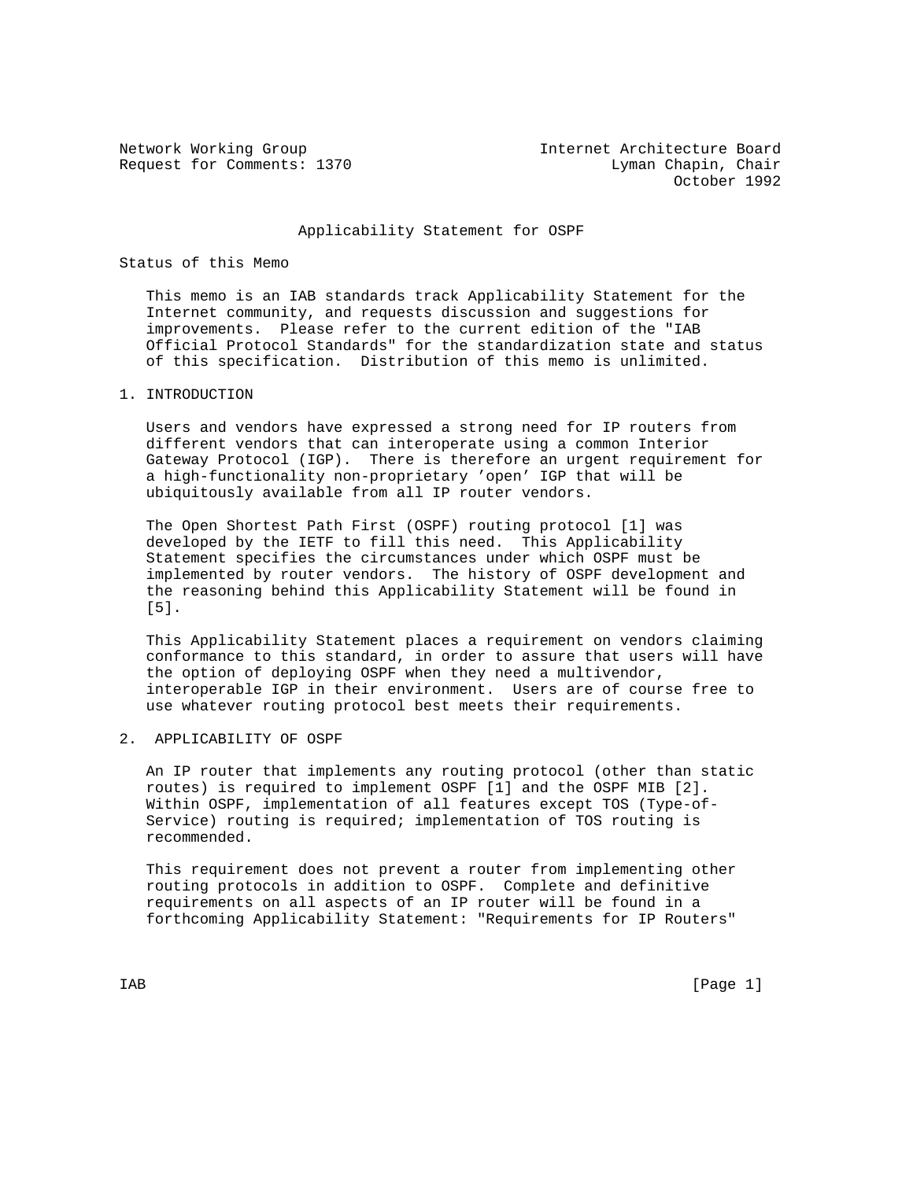Network Working Group — Internet Architecture Board
Request for Comments: 1370 — Lyman Chapin, Chair
October 1992

# Applicability Statement for OSPF

## Status of this Memo

This memo is an IAB standards track Applicability Statement for the Internet community, and requests discussion and suggestions for improvements. Please refer to the current edition of the "IAB Official Protocol Standards" for the standardization state and status of this specification. Distribution of this memo is unlimited.

## 1. INTRODUCTION

Users and vendors have expressed a strong need for IP routers from different vendors that can interoperate using a common Interior Gateway Protocol (IGP). There is therefore an urgent requirement for a high-functionality non-proprietary 'open' IGP that will be ubiquitously available from all IP router vendors.

The Open Shortest Path First (OSPF) routing protocol [1] was developed by the IETF to fill this need. This Applicability Statement specifies the circumstances under which OSPF must be implemented by router vendors. The history of OSPF development and the reasoning behind this Applicability Statement will be found in [5].

This Applicability Statement places a requirement on vendors claiming conformance to this standard, in order to assure that users will have the option of deploying OSPF when they need a multivendor, interoperable IGP in their environment. Users are of course free to use whatever routing protocol best meets their requirements.

## 2. APPLICABILITY OF OSPF

An IP router that implements any routing protocol (other than static routes) is required to implement OSPF [1] and the OSPF MIB [2]. Within OSPF, implementation of all features except TOS (Type-of-Service) routing is required; implementation of TOS routing is recommended.

This requirement does not prevent a router from implementing other routing protocols in addition to OSPF. Complete and definitive requirements on all aspects of an IP router will be found in a forthcoming Applicability Statement: "Requirements for IP Routers"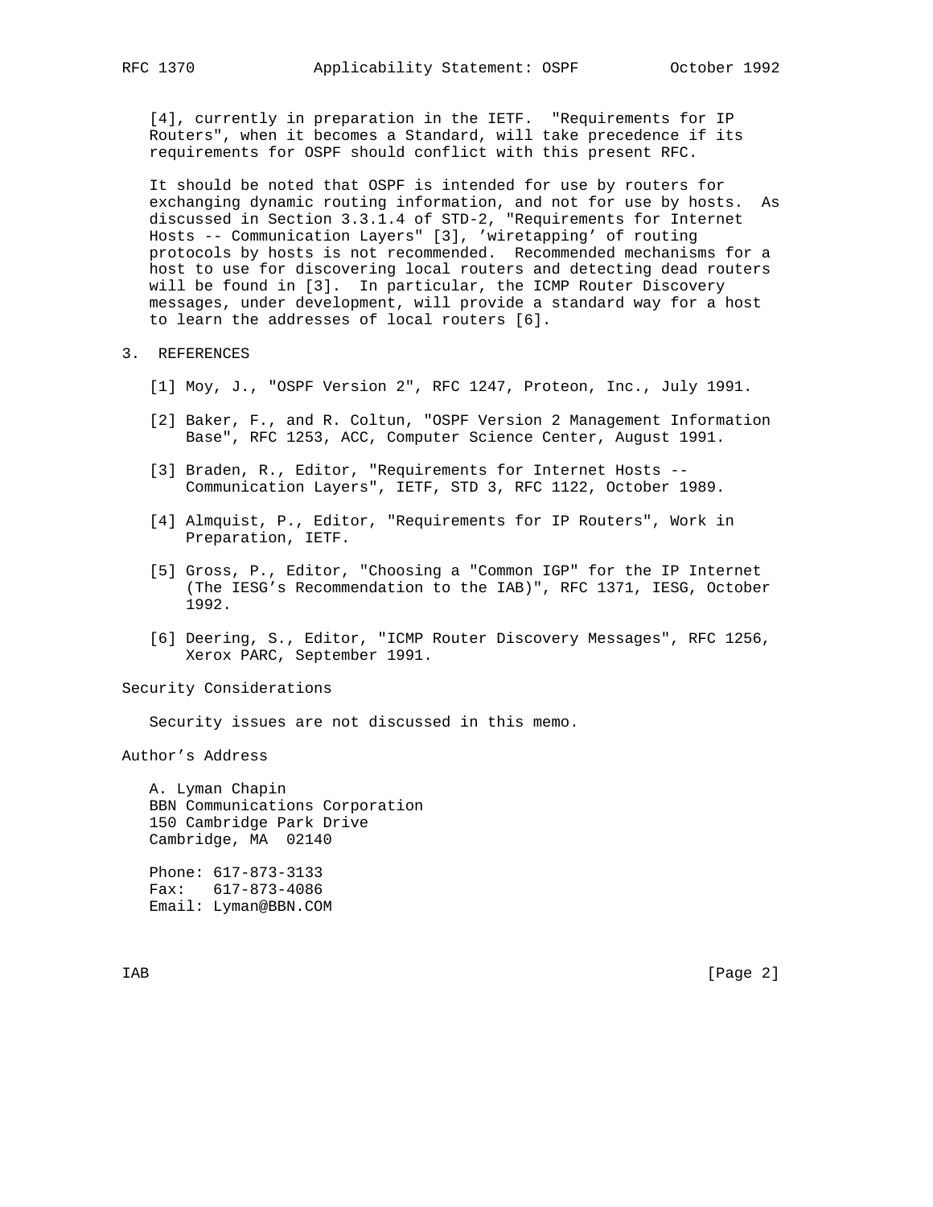[4], currently in preparation in the IETF. "Requirements for IP Routers", when it becomes a Standard, will take precedence if its requirements for OSPF should conflict with this present RFC.

It should be noted that OSPF is intended for use by routers for exchanging dynamic routing information, and not for use by hosts. As discussed in Section 3.3.1.4 of STD-2, "Requirements for Internet Hosts -- Communication Layers" [3], 'wiretapping' of routing protocols by hosts is not recommended. Recommended mechanisms for a host to use for discovering local routers and detecting dead routers will be found in [3]. In particular, the ICMP Router Discovery messages, under development, will provide a standard way for a host to learn the addresses of local routers [6].

## 3. REFERENCES

[1] Moy, J., "OSPF Version 2", RFC 1247, Proteon, Inc., July 1991.

[2] Baker, F., and R. Coltun, "OSPF Version 2 Management Information Base", RFC 1253, ACC, Computer Science Center, August 1991.

[3] Braden, R., Editor, "Requirements for Internet Hosts -- Communication Layers", IETF, STD 3, RFC 1122, October 1989.

[4] Almquist, P., Editor, "Requirements for IP Routers", Work in Preparation, IETF.

[5] Gross, P., Editor, "Choosing a "Common IGP" for the IP Internet (The IESG's Recommendation to the IAB)", RFC 1371, IESG, October 1992.

[6] Deering, S., Editor, "ICMP Router Discovery Messages", RFC 1256, Xerox PARC, September 1991.

## Security Considerations

Security issues are not discussed in this memo.

## Author's Address

A. Lyman Chapin
BBN Communications Corporation
150 Cambridge Park Drive
Cambridge, MA 02140

Phone: 617-873-3133
Fax: 617-873-4086
Email: Lyman@BBN.COM